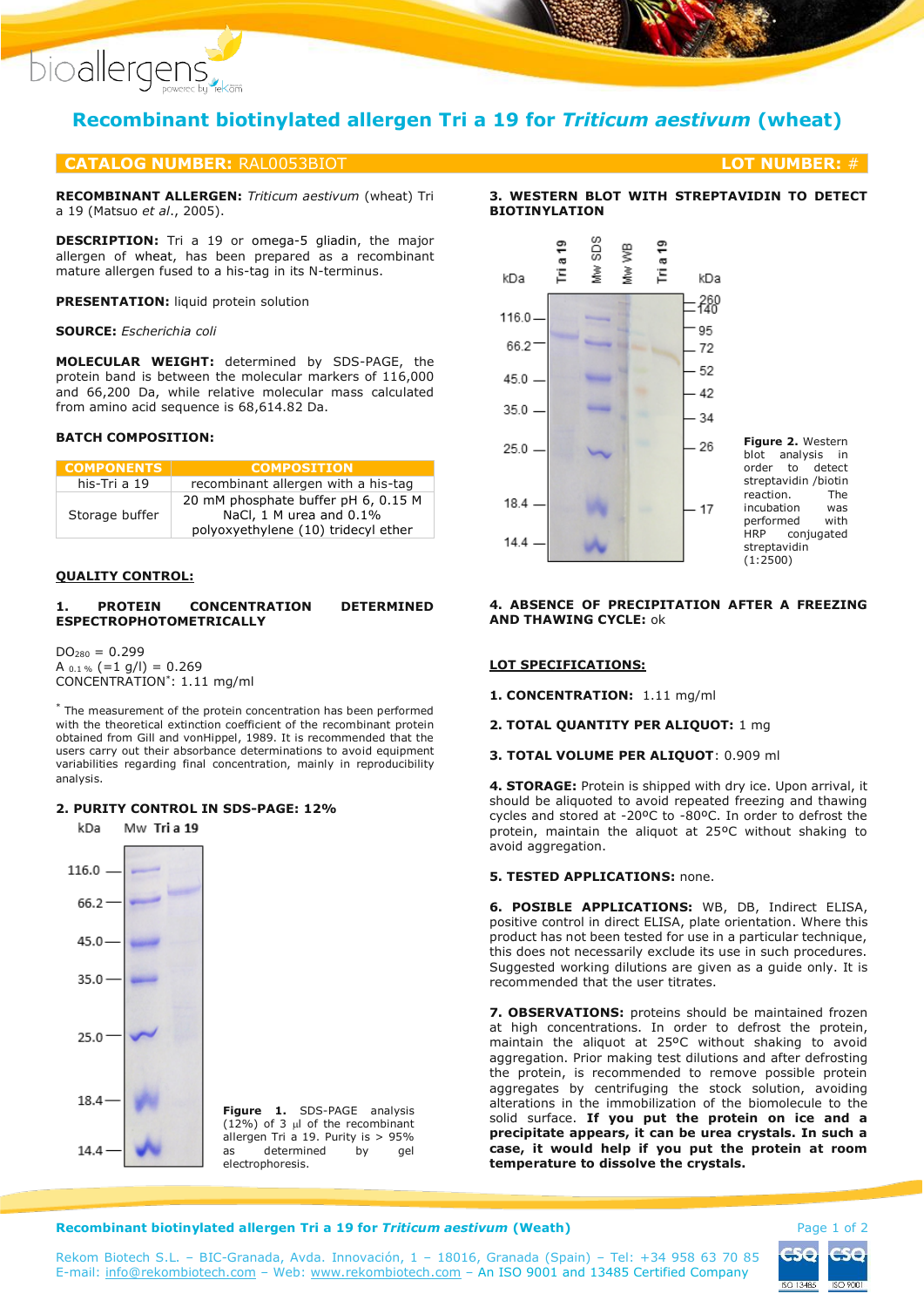# Recombinant biotinylated allergen Tri a 19 for *Triticum aestivum* (wheat)

**CATALOG NUMBER:** RAL0053BIOT **LOT NUMBER:** #

**RECOMBINANT ALLERGEN:** *Triticum aestivum* (wheat) Tri a 19 (Matsuo *et al.*, 2005).

**DESCRIPTION:** Tri a 19 or omega-5 gliadin, the major allergen of wheat, has been prepared as a recombinant mature allergen fused to a his-tag in its N-terminus.

**PRESENTATION:** liquid protein solution

**SOURCE:** *Escherichia coli*

**MOLECULAR WEIGHT:** determined by SDS-PAGE, the protein band is between the molecular markers of 116,000 and 66,200 Da, while relative molecular mass calculated from amino acid sequence is 68,614.82 Da.

**BATCH COMPOSITION:**

| COMPONENTS | COMPOSITION |
|---|---|
| his-Tri a 19 | recombinant allergen with a his-tag |
| Storage buffer | 20 mM phosphate buffer pH 6, 0.15 M NaCl, 1 M urea and 0.1% polyoxyethylene (10) tridecyl ether |

## QUALITY CONTROL:

### 1. PROTEIN CONCENTRATION DETERMINED ESPECTROPHOTOMETRICALLY

$DO_{280}$ = 0.299
$A_{0.1\%}$ (=1 g/l) = 0.269
CONCENTRATION*: 1.11 mg/ml

* The measurement of the protein concentration has been performed with the theoretical extinction coefficient of the recombinant protein obtained from Gill and vonHippel, 1989. It is recommended that the users carry out their absorbance determinations to avoid equipment variabilities regarding final concentration, mainly in reproducibility analysis.

### 2. PURITY CONTROL IN SDS-PAGE: 12%

**Figure 1.** SDS-PAGE analysis (12%) of 3 µl of the recombinant allergen Tri a 19. Purity is > 95% as determined by gel electrophoresis.

### 3. WESTERN BLOT WITH STREPTAVIDIN TO DETECT BIOTINYLATION

**Figure 2.** Western blot analysis in order to detect streptavidin /biotin reaction. The incubation was performed with HRP conjugated streptavidin (1:2500)

### 4. ABSENCE OF PRECIPITATION AFTER A FREEZING AND THAWING CYCLE: ok

## LOT SPECIFICATIONS:

**1. CONCENTRATION:** 1.11 mg/ml

**2. TOTAL QUANTITY PER ALIQUOT:** 1 mg

**3. TOTAL VOLUME PER ALIQUOT**: 0.909 ml

**4. STORAGE:** Protein is shipped with dry ice. Upon arrival, it should be aliquoted to avoid repeated freezing and thawing cycles and stored at -20ºC to -80ºC. In order to defrost the protein, maintain the aliquot at 25ºC without shaking to avoid aggregation.

**5. TESTED APPLICATIONS:** none.

**6. POSIBLE APPLICATIONS:** WB, DB, Indirect ELISA, positive control in direct ELISA, plate orientation. Where this product has not been tested for use in a particular technique, this does not necessarily exclude its use in such procedures. Suggested working dilutions are given as a guide only. It is recommended that the user titrates.

**7. OBSERVATIONS:** proteins should be maintained frozen at high concentrations. In order to defrost the protein, maintain the aliquot at 25ºC without shaking to avoid aggregation. Prior making test dilutions and after defrosting the protein, is recommended to remove possible protein aggregates by centrifuging the stock solution, avoiding alterations in the immobilization of the biomolecule to the solid surface. **If you put the protein on ice and a precipitate appears, it can be urea crystals. In such a case, it would help if you put the protein at room temperature to dissolve the crystals.**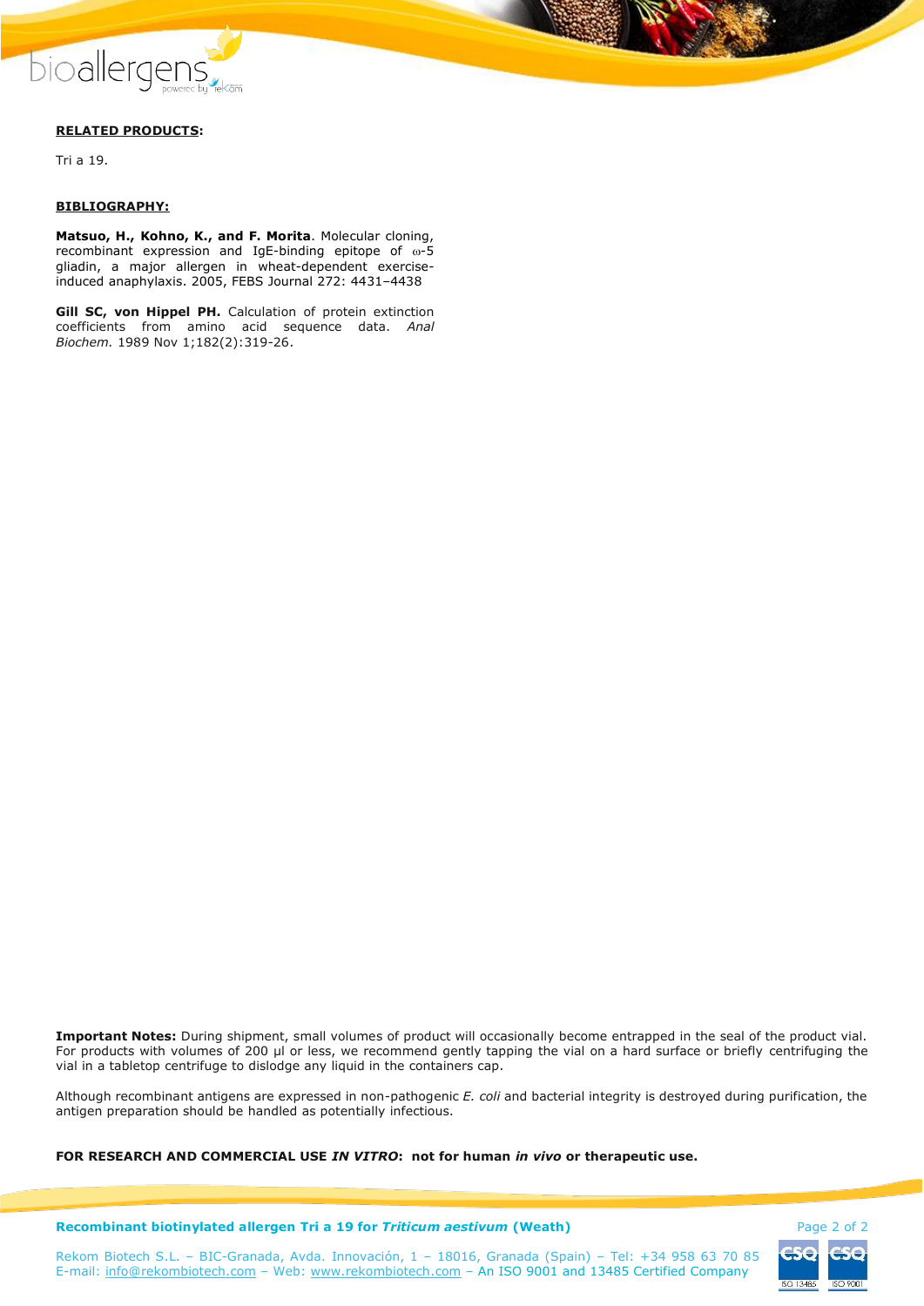**RELATED PRODUCTS**:

Tri a 19.

**BIBLIOGRAPHY:**

**Matsuo, H., Kohno, K., and F. Morita**. Molecular cloning, recombinant expression and IgE-binding epitope of ω-5 gliadin, a major allergen in wheat-dependent exercise-induced anaphylaxis. 2005, FEBS Journal 272: 4431–4438

**Gill SC, von Hippel PH.** Calculation of protein extinction coefficients from amino acid sequence data. *Anal Biochem.* 1989 Nov 1;182(2):319-26.

**Important Notes:** During shipment, small volumes of product will occasionally become entrapped in the seal of the product vial. For products with volumes of 200 µl or less, we recommend gently tapping the vial on a hard surface or briefly centrifuging the vial in a tabletop centrifuge to dislodge any liquid in the containers cap.

Although recombinant antigens are expressed in non-pathogenic *E. coli* and bacterial integrity is destroyed during purification, the antigen preparation should be handled as potentially infectious.

**FOR RESEARCH AND COMMERCIAL USE *IN VITRO*: not for human *in vivo* or therapeutic use.**

**Recombinant biotinylated allergen Tri a 19 for *Triticum aestivum* (Weath)**

Rekom Biotech S.L. – BIC-Granada, Avda. Innovación, 1 – 18016, Granada (Spain) – Tel: +34 958 63 70 85
E-mail: info@rekombiotech.com – Web: www.rekombiotech.com – An ISO 9001 and 13485 Certified Company